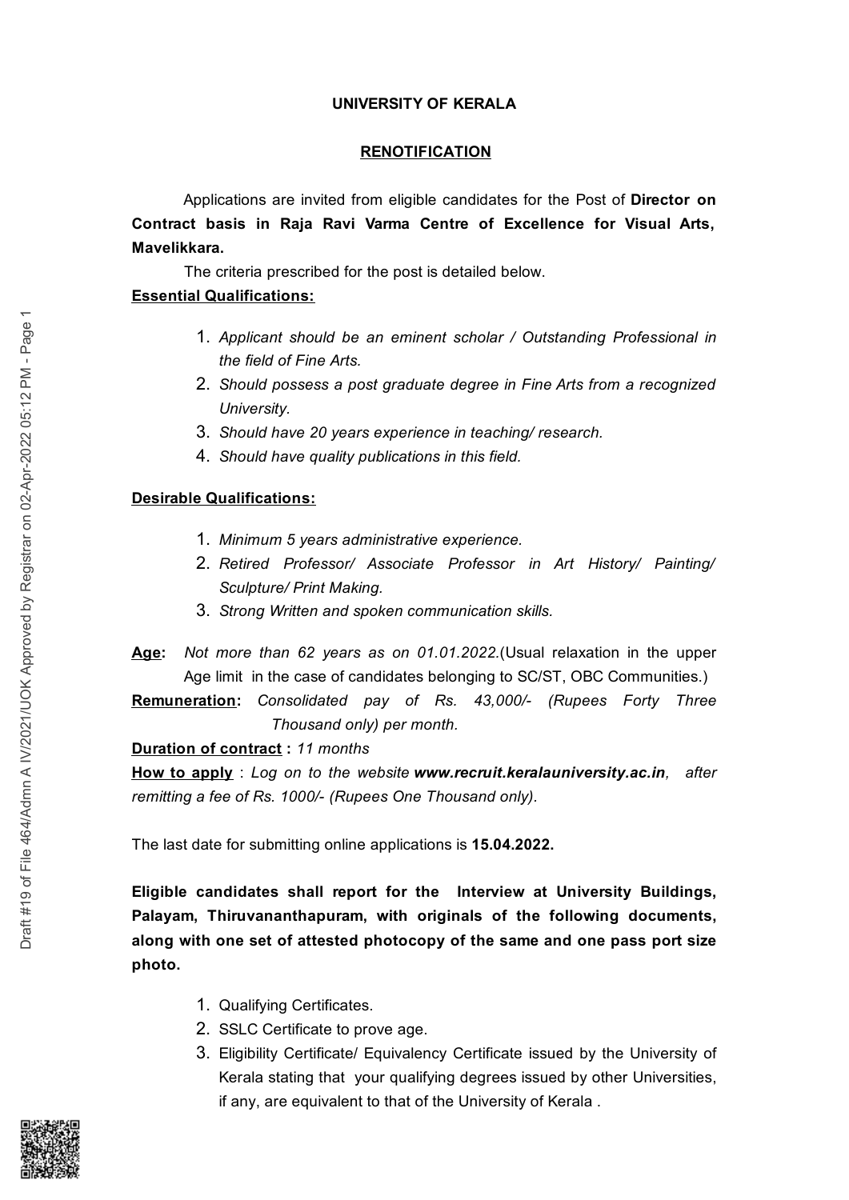**UNIVERSITY OF KERALA**

**RENOTIFICATION**

Applications are invited from eligible candidates for the Post of **Director on Contract basis in Raja Ravi Varma Centre of Excellence for Visual Arts, Mavelikkara.**

The criteria prescribed for the post is detailed below.

**Essential Qualifications:**

1. *Applicant should be an eminent scholar / Outstanding Professional in the field of Fine Arts.*
2. *Should possess a post graduate degree in Fine Arts from a recognized University.*
3. *Should have 20 years experience in teaching/ research.*
4. *Should have quality publications in this field.*

**Desirable Qualifications:**

1. *Minimum 5 years administrative experience.*
2. *Retired Professor/ Associate Professor in Art History/ Painting/ Sculpture/ Print Making.*
3. *Strong Written and spoken communication skills.*

**Age:** *Not more than 62 years as on 01.01.2022.*(Usual relaxation in the upper Age limit in the case of candidates belonging to SC/ST, OBC Communities.)

**Remuneration:** *Consolidated pay of Rs. 43,000/- (Rupees Forty Three Thousand only) per month.*

**Duration of contract :** *11 months*

**How to apply** : *Log on to the website **www.recruit.keralauniversity.ac.in**, after remitting a fee of Rs. 1000/- (Rupees One Thousand only).*

The last date for submitting online applications is **15.04.2022.**

**Eligible candidates shall report for the Interview at University Buildings, Palayam, Thiruvananthapuram, with originals of the following documents, along with one set of attested photocopy of the same and one pass port size photo.**

1. Qualifying Certificates.
2. SSLC Certificate to prove age.
3. Eligibility Certificate/ Equivalency Certificate issued by the University of Kerala stating that your qualifying degrees issued by other Universities, if any, are equivalent to that of the University of Kerala .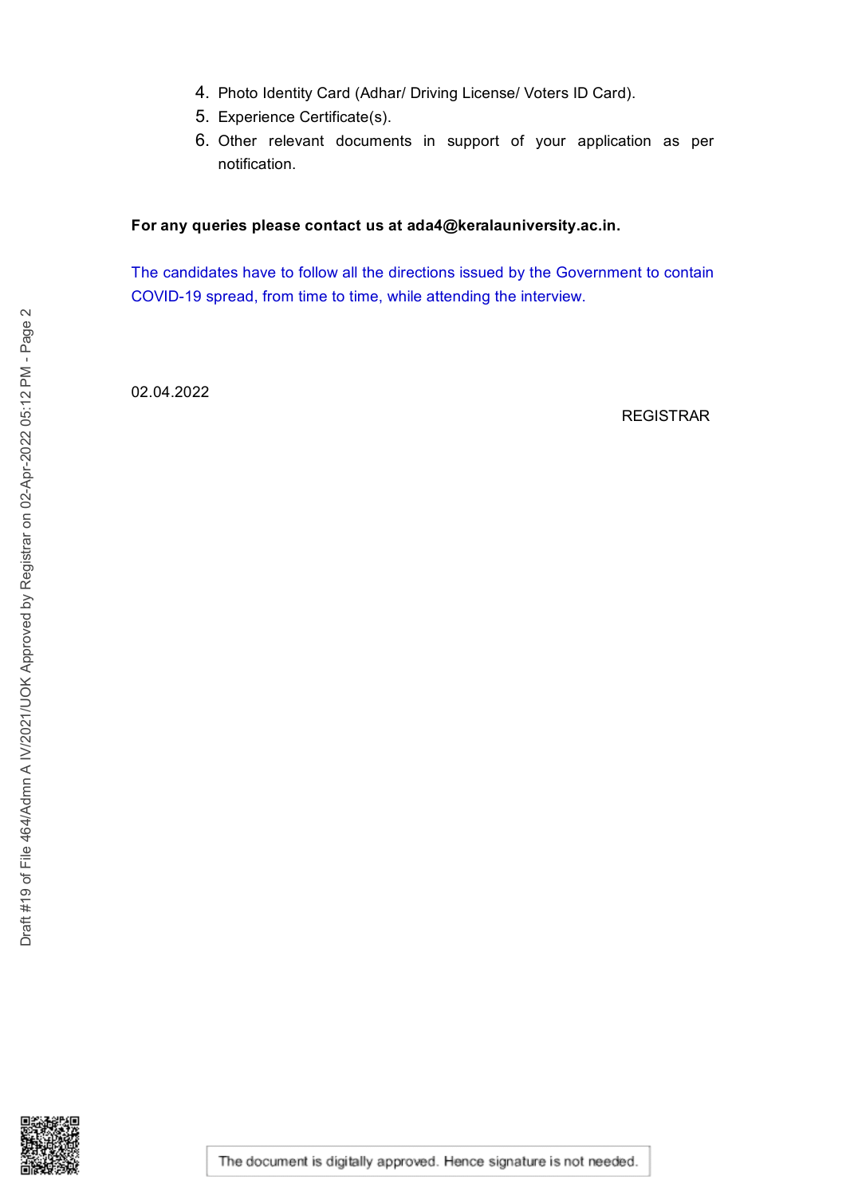4. Photo Identity Card (Adhar/ Driving License/ Voters ID Card).
5. Experience Certificate(s).
6. Other relevant documents in support of your application as per notification.

**For any queries please contact us at ada4@keralauniversity.ac.in.**

The candidates have to follow all the directions issued by the Government to contain COVID-19 spread, from time to time, while attending the interview.

02.04.2022

REGISTRAR